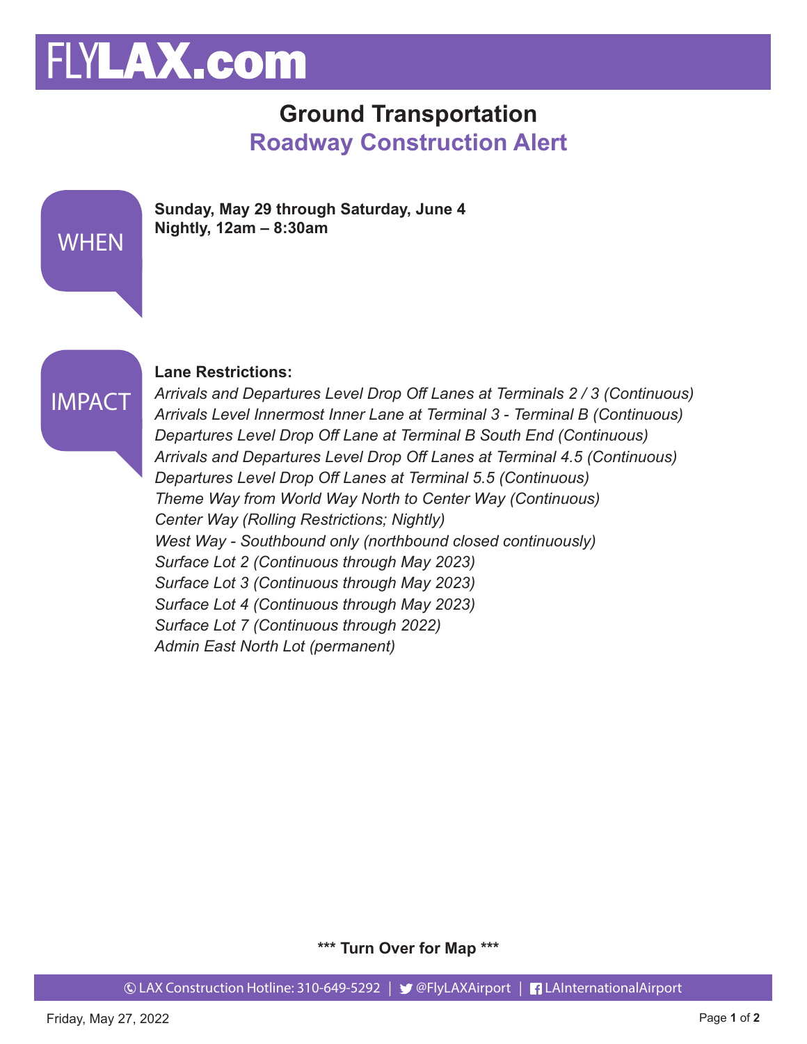# FLYLAX.com

## Ground Transportation

## Roadway Construction Alert

**WHEN**

**Sunday, May 29 through Saturday, June 4**
**Nightly, 12am – 8:30am**

**IMPACT**

**Lane Restrictions:**

*Arrivals and Departures Level Drop Off Lanes at Terminals 2 / 3 (Continuous)*
*Arrivals Level Innermost Inner Lane at Terminal 3 - Terminal B (Continuous)*
*Departures Level Drop Off Lane at Terminal B South End (Continuous)*
*Arrivals and Departures Level Drop Off Lanes at Terminal 4.5 (Continuous)*
*Departures Level Drop Off Lanes at Terminal 5.5 (Continuous)*
*Theme Way from World Way North to Center Way (Continuous)*
*Center Way (Rolling Restrictions; Nightly)*
*West Way - Southbound only (northbound closed continuously)*
*Surface Lot 2 (Continuous through May 2023)*
*Surface Lot 3 (Continuous through May 2023)*
*Surface Lot 4 (Continuous through May 2023)*
*Surface Lot 7 (Continuous through 2022)*
*Admin East North Lot (permanent)*

**\*\*\* Turn Over for Map \*\*\***

LAX Construction Hotline: 310-649-5292 | @FlyLAXAirport | LAInternationalAirport

Friday, May 27, 2022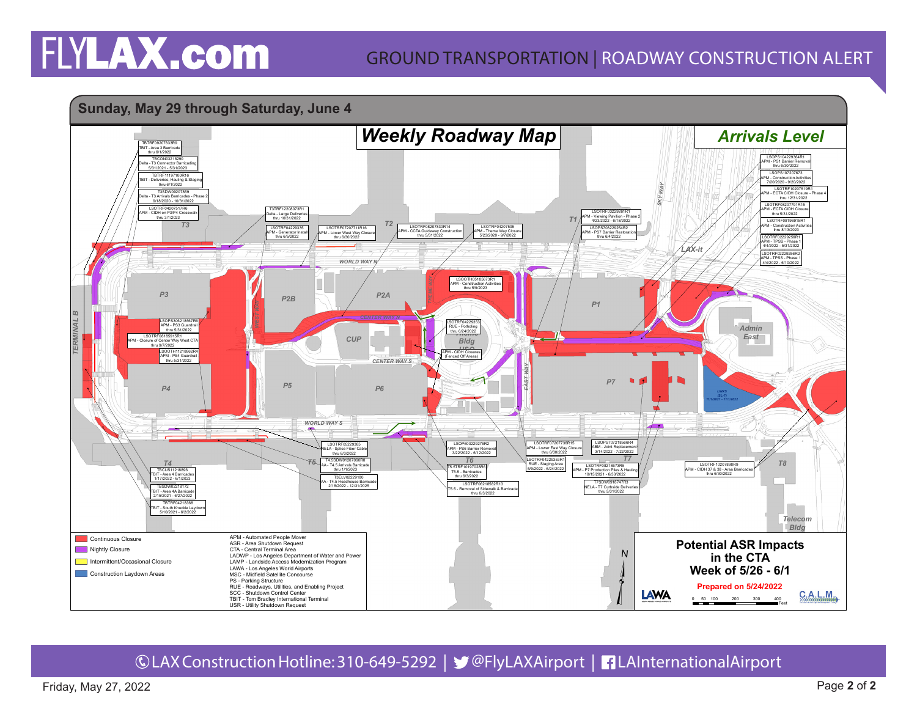# FLYLAX.com

## GROUND TRANSPORTATION | ROADWAY CONSTRUCTION ALERT

### Sunday, May 29 through Saturday, June 4

**Weekly Roadway Map**

**Arrivals Level**

TBTRF09207833R9
TBIT - Area 3 Barricade
thru 6/1/2022

TBCON03218290
Delta - T3 Connector Barricading
5/31/2021 - 5/31/2023

TBTRF11197100R16
TBIT - Deliveries, Hauling & Staging
thru 6/1/2022

T3SDW09207859
Delta - T3 Arrivals Barricades - Phase 2
9/18/2020 - 10/31/2022

LSOTRF04207517R6
APM - CIDH on P3/P4 Crosswalk
thru 3/1/2023

T3TRF12208073R1
Delta - Large Deliveries
thru 10/31/2022

LSOTRF04229335
APM - Generator Install
thru 6/5/2022

LSOTRF07207711R16
APM - Lower West Way Closure
thru 6/30/2022

LSOTRF08207830R14
APM - CCTA Guideway Construction
thru 5/31/2022

LSOTRF04207505
APM - Theme Way Closure
5/23/2020 - 9/7/2022

LSOTRF03229261R1
APM - Viewing Pavilion - Phase 2
4/23/2022 - 6/18/2022

LSOPS70229254R2
APM - PS7 Barrier Restoration
thru 6/4/2022

LSOPS104229364R1
APM - PS1 Barrier Removal
thru 6/30/2022

LSOPS107207673
APM - Construction Activities
7/20/2020 - 9/20/2022

LSOTRF10207519R1
APM - ECTA CIDH Closure - Phase 4
thru 12/31/2022

LSOTRF08207791R15
APM - ECTA CIDH Closure
thru 5/31/2022

LSOTRF09196915R1
APM - Construction Activities
thru 8/13/2023

LSOTRF02229256R1
APM - TPSS - Phase 1
4/4/2022 - 5/31/2022

LSOTRF02229256R2
APM - TPSS - Phase 1
4/4/2022 - 6/10/2022

LSOOTH05185673R1
APM - Construction Activities
thru 5/9/2023

LSOPS30621856 7R6
APM - PS3 Guardrail
thru 5/31/2022

LSOTRF08185915R1
APM - Closure of Center Way West CTA
thru 9/7/2022

LSOOTH11218862R4
APM - PS4 Guardrail
thru 5/31/2022

LSOTRF04229353
RUE - Potholing
thru 6/24/2022

APM - CIDH Closures
(Fenced Off Areas)

LSOTRF05229385
NELA - Splice Fiber Cable
thru 6/3/2022

T4.5SDW01207060R8
AA - T4.5 Arrivals Barricade
thru 1/1/2023

T3ELV02229180
AA - T4.5 Headhouse Barricade
2/18/2022 - 12/31/2025

TBCUS11218896
TBIT - Area 4 Barricades
1/17/2022 - 6/1/2023

TBSDW02218172
TBIT - Area 4A Barricade
2/15/2021 - 6/27/2022

TBTRF04218368
TBIT - South Knuckle Laydown
5/10/2021 - 6/2/2022

LSOP603229276R2
APM - PS6 Barrier Removal
3/22/2022 - 6/12/2022

T5.5TRF10197028R6
T5.5 - Barricades
thru 6/3/2022

LSOTRF06218582R13
T5.5 - Removal of Sidewalk & Barricade
thru 6/3/2022

LSOTRF07207736R15
APM - Lower East Way Closure
thru 6/30/2022

LSOTRF04229353R1
RUE - Staging Area
5/9/2022 - 6/24/2022

LSOPS707218566R4
ABM - Joint Replacement
3/14/2022 - 7/22/2022

LSOTRF08218673R5
APM - P7 Production Piles & Hauling
10/15/2021 - 6/30/2022

T7SDW0918747R3
NELA - T7 Curbside Deliveries
thru 5/31/2022

LSOTRF10207898R9
APM - CIDH 37 & 38 - Area Barricades
thru 6/30/2022

LINXS (EL-7)
11/1/2021 - 11/1/2022

T1 T2 T3 T4 T5 T6 T7 T8 P1 P2A P2B P3 P4 P5 P6 P7 CUP Admin East Telecom Bldg TERMINAL B WORLD WAY N WORLD WAY S CENTER WAY S EAST WAY SKY WAY LAX-it

**Legend**

- Continuous Closure
- Nightly Closure
- Intermittent/Occasional Closure
- Construction Laydown Areas

APM - Automated People Mover
ASR - Area Shutdown Request
CTA - Central Terminal Area
LADWP - Los Angeles Department of Water and Power
LAMP - Landside Access Modernization Program
LAWA - Los Angeles World Airports
MSC - Midfield Satellite Concourse
PS - Parking Structure
RUE - Roadways, Utilities, and Enabling Project
SCC - Shutdown Control Center
TBIT - Tom Bradley International Terminal
USR - Utility Shutdown Request

**Potential ASR Impacts in the CTA Week of 5/26 - 6/1**

Prepared on 5/24/2022

0 50 100 200 300 400 Feet

LAX Construction Hotline: 310-649-5292 | @FlyLAXAirport | LAInternationalAirport

Friday, May 27, 2022